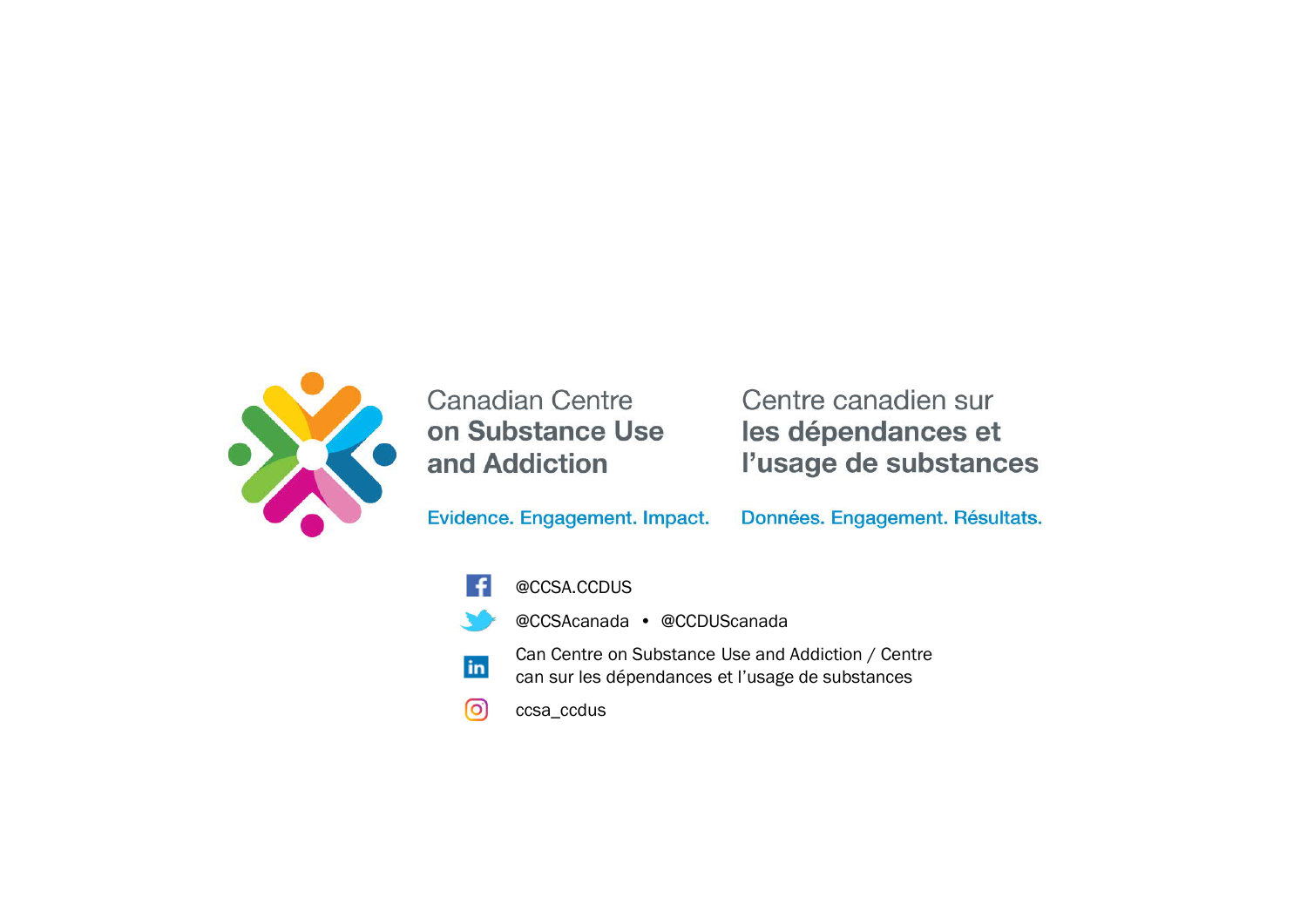Canadian Centre
**on Substance Use**
**and Addiction**

Evidence. Engagement. Impact.

Centre canadien sur
**les dépendances et**
**l'usage de substances**

Données. Engagement. Résultats.

@CCSA.CCDUS

@CCSAcanada • @CCDUScanada

Can Centre on Substance Use and Addiction / Centre can sur les dépendances et l'usage de substances

ccsa_ccdus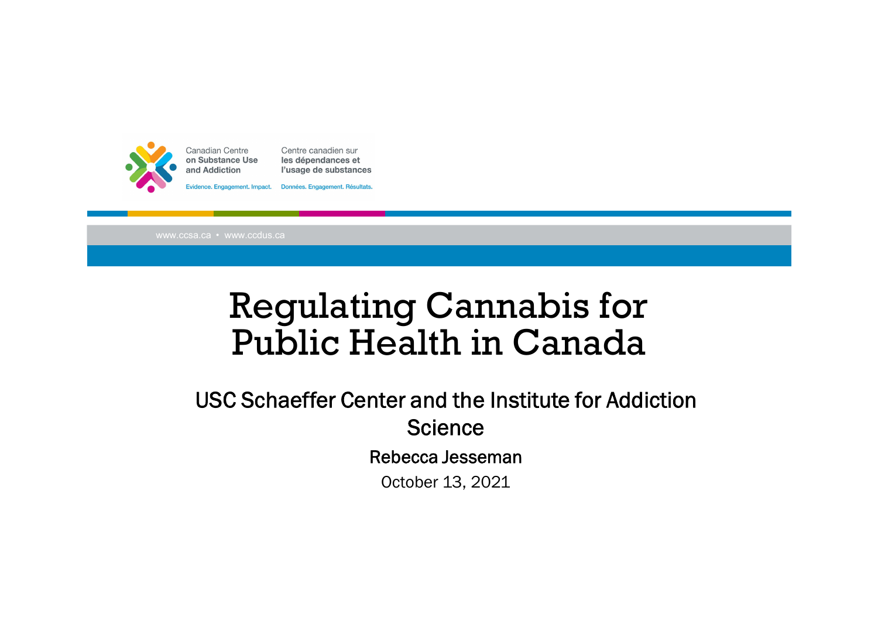Canadian Centre on Substance Use and Addiction

Centre canadien sur les dépendances et l'usage de substances

Evidence. Engagement. Impact.

Données. Engagement. Résultats.

www.ccsa.ca • www.ccdus.ca

# Regulating Cannabis for Public Health in Canada

USC Schaeffer Center and the Institute for Addiction Science

Rebecca Jesseman

October 13, 2021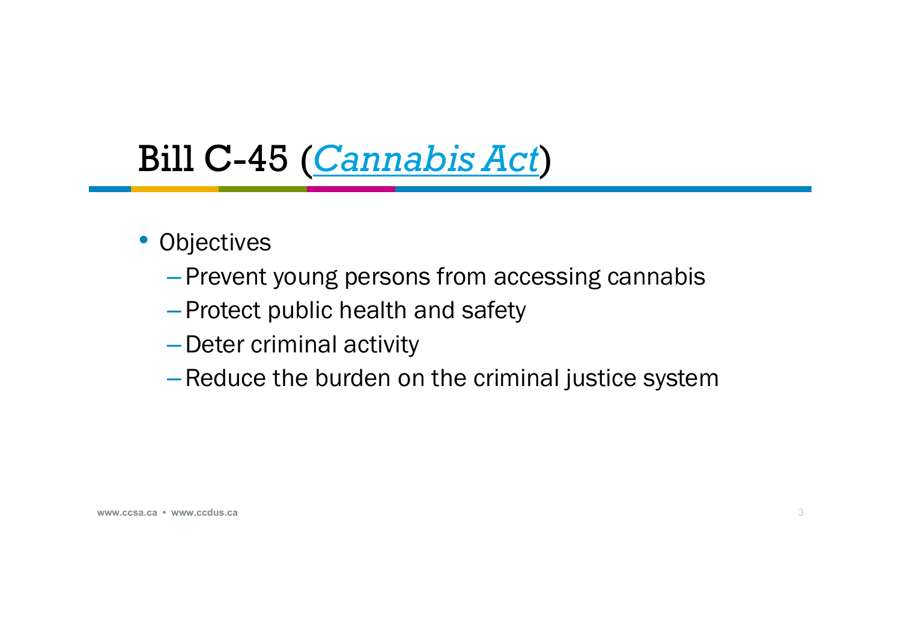# Bill C-45 (*Cannabis Act*)

- Objectives
  - Prevent young persons from accessing cannabis
  - Protect public health and safety
  - Deter criminal activity
  - Reduce the burden on the criminal justice system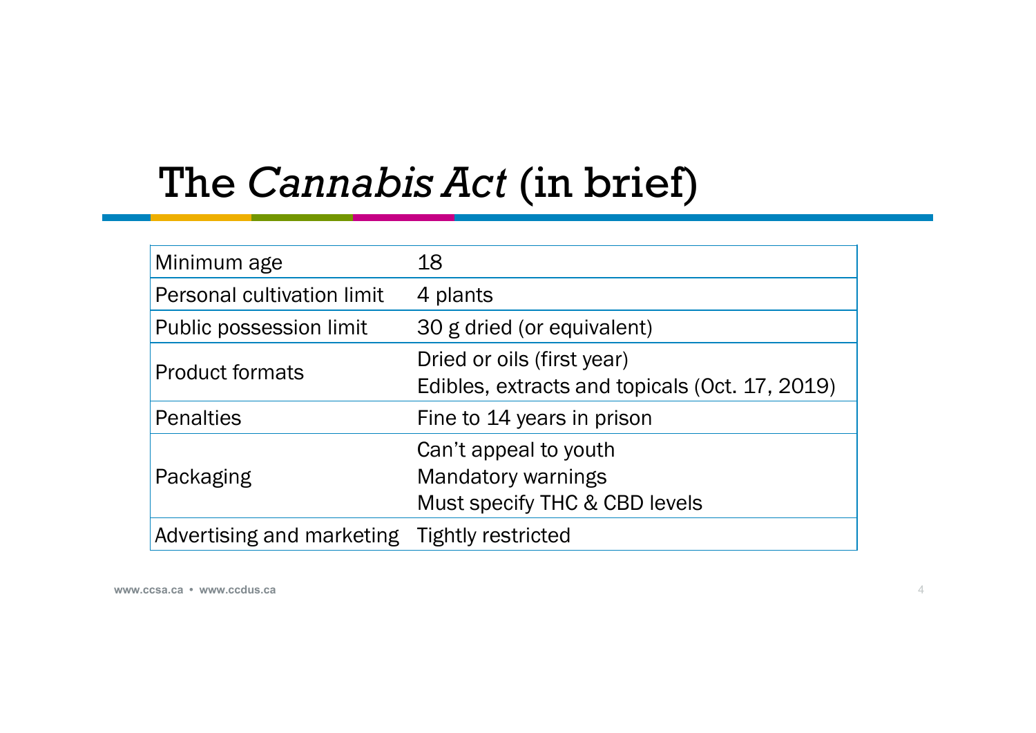# The *Cannabis Act* (in brief)

| | |
|---|---|
| Minimum age | 18 |
| Personal cultivation limit | 4 plants |
| Public possession limit | 30 g dried (or equivalent) |
| Product formats | Dried or oils (first year)<br>Edibles, extracts and topicals (Oct. 17, 2019) |
| Penalties | Fine to 14 years in prison |
| Packaging | Can't appeal to youth<br>Mandatory warnings<br>Must specify THC & CBD levels |
| Advertising and marketing | Tightly restricted |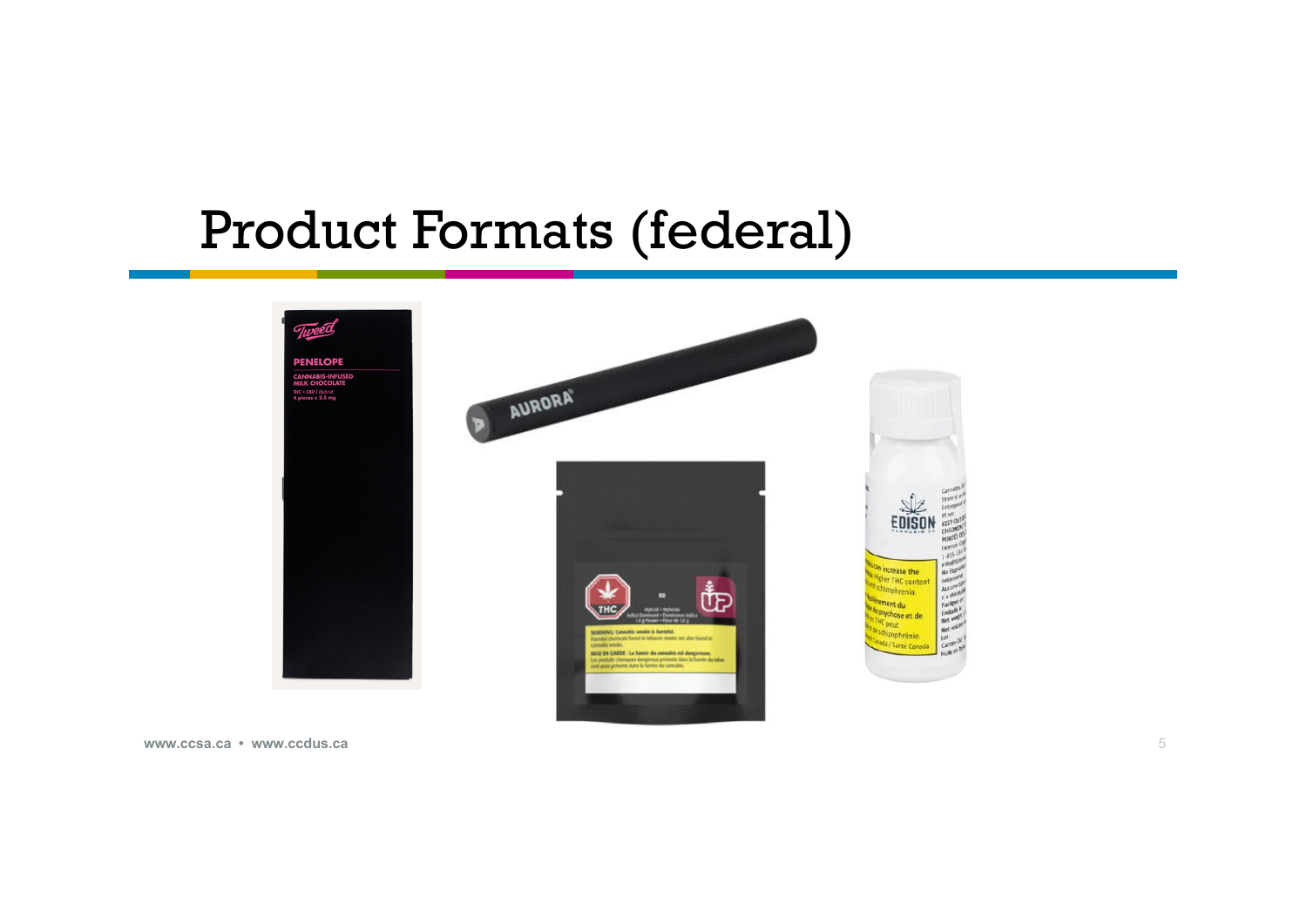# Product Formats (federal)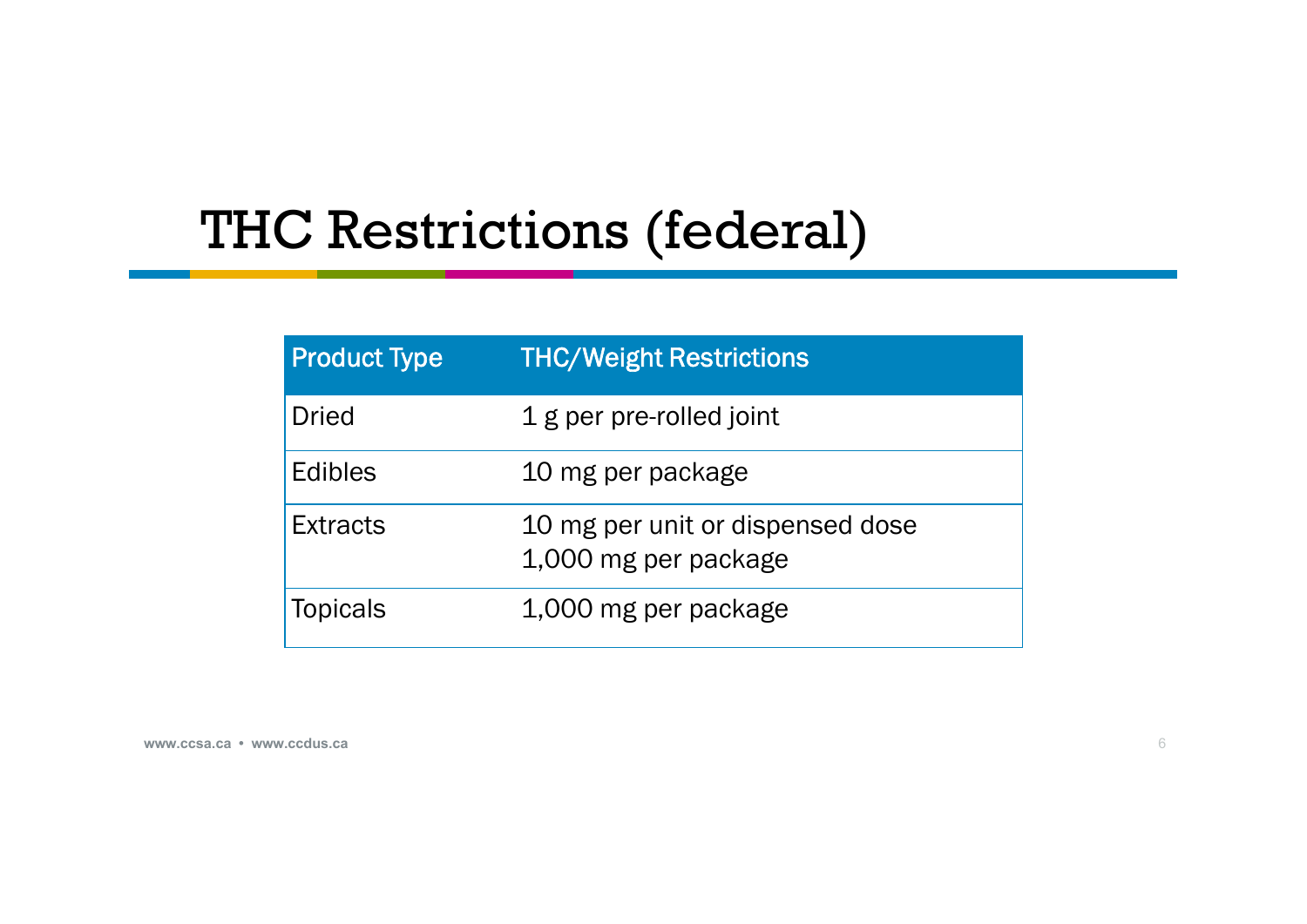# THC Restrictions (federal)

| Product Type | THC/Weight Restrictions |
|---|---|
| Dried | 1 g per pre-rolled joint |
| Edibles | 10 mg per package |
| Extracts | 10 mg per unit or dispensed dose<br>1,000 mg per package |
| Topicals | 1,000 mg per package |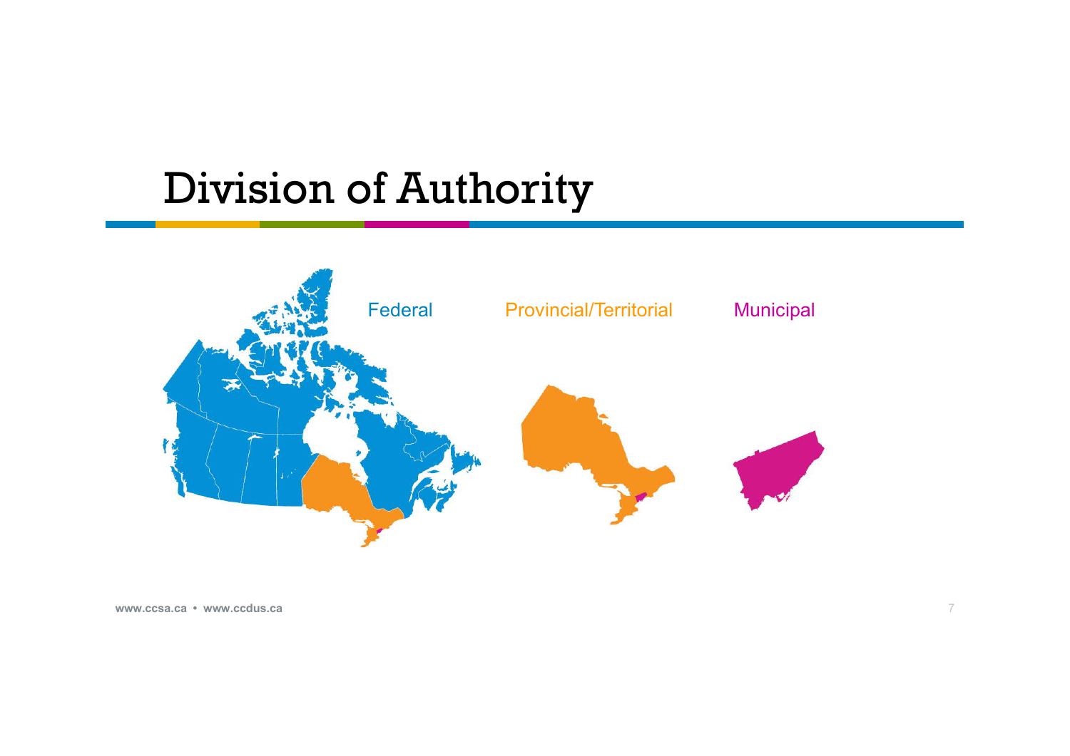# Division of Authority

Federal

Provincial/Territorial

Municipal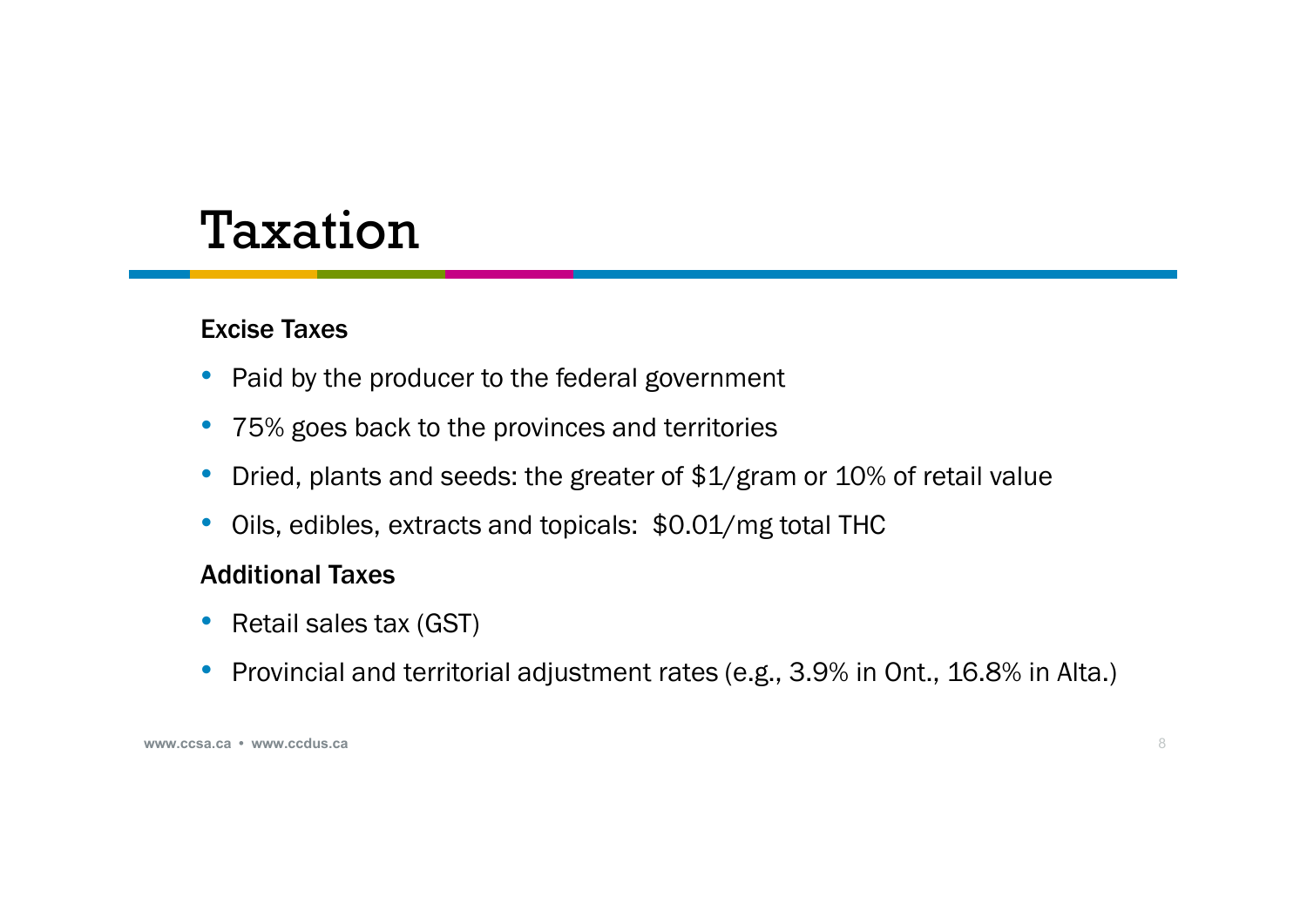# Taxation

**Excise Taxes**

- Paid by the producer to the federal government
- 75% goes back to the provinces and territories
- Dried, plants and seeds: the greater of $1/gram or 10% of retail value
- Oils, edibles, extracts and topicals: $0.01/mg total THC

**Additional Taxes**

- Retail sales tax (GST)
- Provincial and territorial adjustment rates (e.g., 3.9% in Ont., 16.8% in Alta.)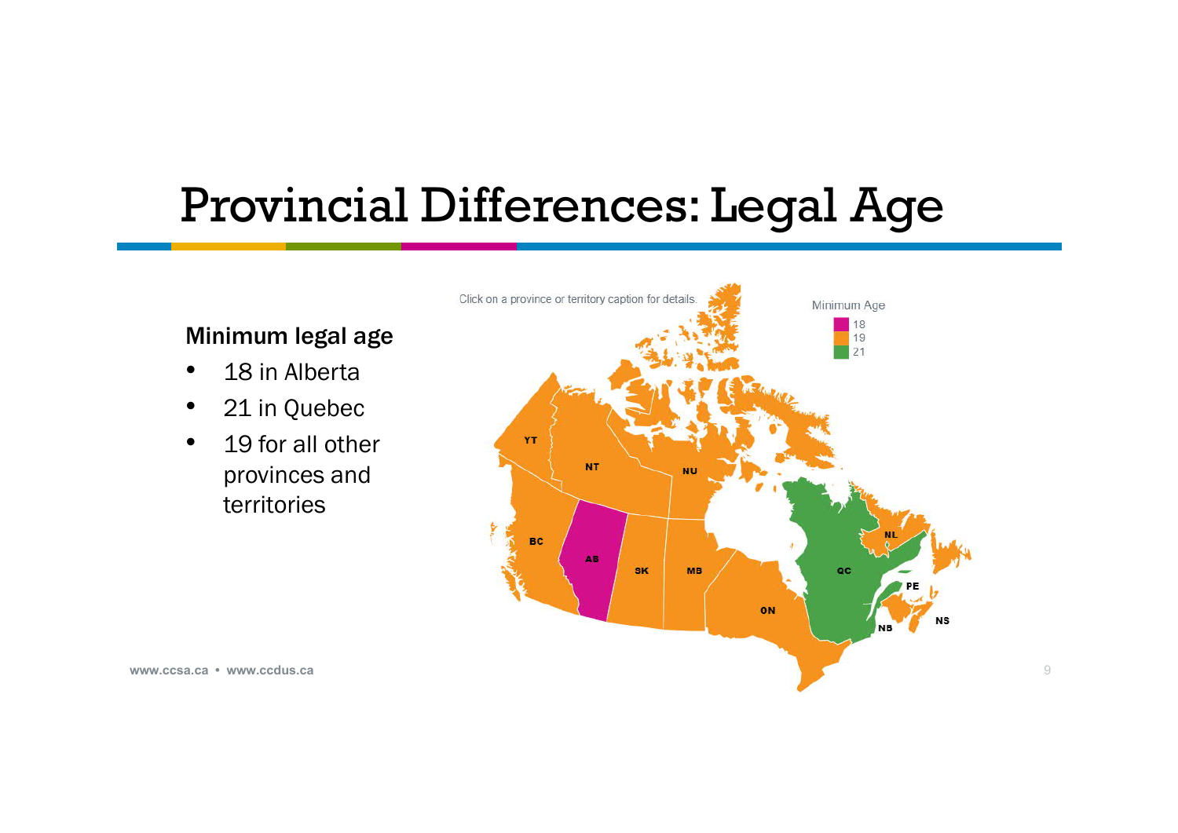# Provincial Differences: Legal Age

**Minimum legal age**

- 18 in Alberta
- 21 in Quebec
- 19 for all other provinces and territories

Click on a province or territory caption for details.

Minimum Age

18

19

21

YT

NT

NU

BC

AB

SK

MB

ON

QC

NL

PE

NB

NS

www.ccsa.ca • www.ccdus.ca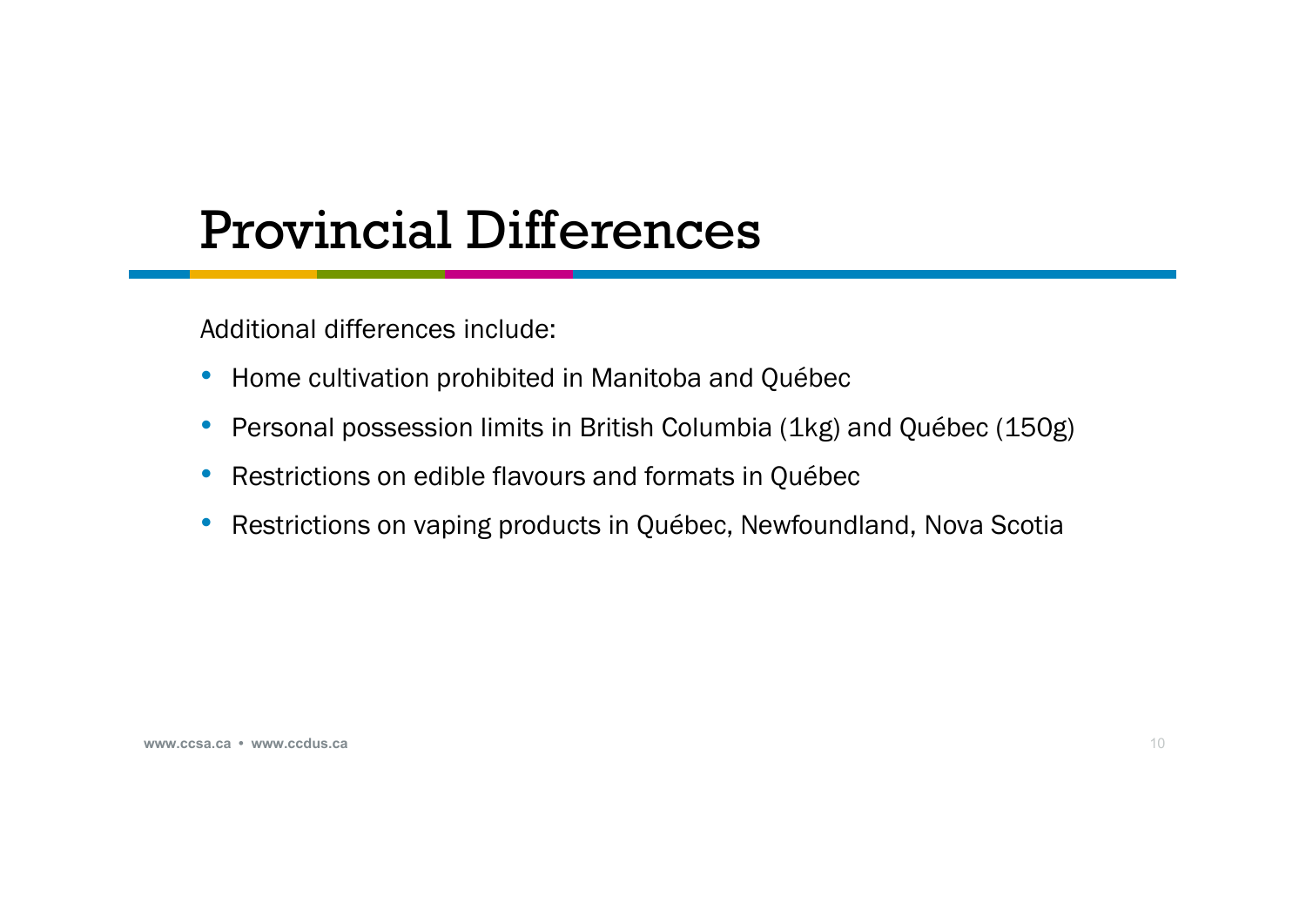# Provincial Differences

Additional differences include:

- Home cultivation prohibited in Manitoba and Québec
- Personal possession limits in British Columbia (1kg) and Québec (150g)
- Restrictions on edible flavours and formats in Québec
- Restrictions on vaping products in Québec, Newfoundland, Nova Scotia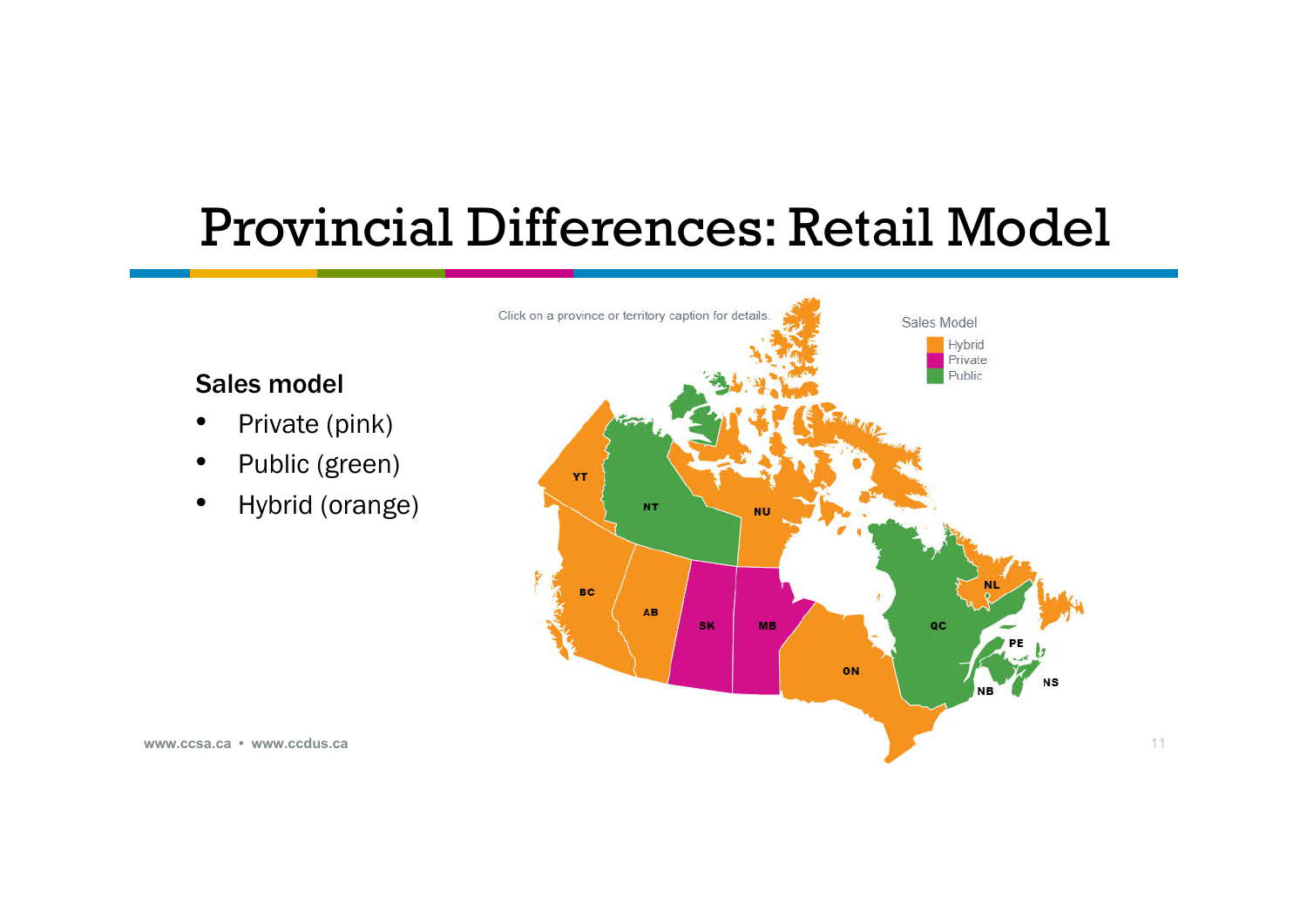# Provincial Differences: Retail Model

**Sales model**

- Private (pink)
- Public (green)
- Hybrid (orange)

Click on a province or territory caption for details.

Sales Model

Hybrid

Private

Public

YT

NT

NU

BC

AB

SK

MB

ON

QC

NL

PE

NB

NS

www.ccsa.ca • www.ccdus.ca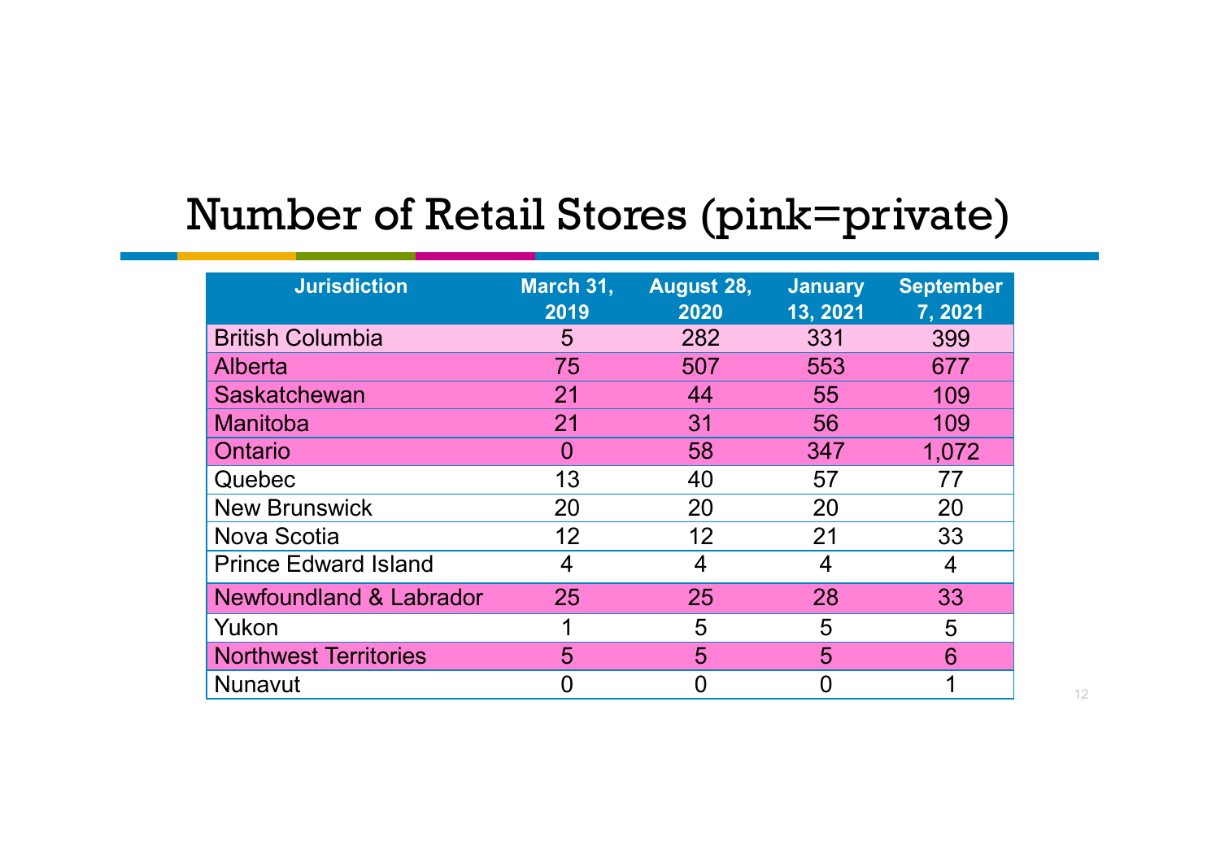# Number of Retail Stores (pink=private)

| Jurisdiction | March 31, 2019 | August 28, 2020 | January 13, 2021 | September 7, 2021 |
|---|---|---|---|---|
| British Columbia | 5 | 282 | 331 | 399 |
| Alberta | 75 | 507 | 553 | 677 |
| Saskatchewan | 21 | 44 | 55 | 109 |
| Manitoba | 21 | 31 | 56 | 109 |
| Ontario | 0 | 58 | 347 | 1,072 |
| Quebec | 13 | 40 | 57 | 77 |
| New Brunswick | 20 | 20 | 20 | 20 |
| Nova Scotia | 12 | 12 | 21 | 33 |
| Prince Edward Island | 4 | 4 | 4 | 4 |
| Newfoundland & Labrador | 25 | 25 | 28 | 33 |
| Yukon | 1 | 5 | 5 | 5 |
| Northwest Territories | 5 | 5 | 5 | 6 |
| Nunavut | 0 | 0 | 0 | 1 |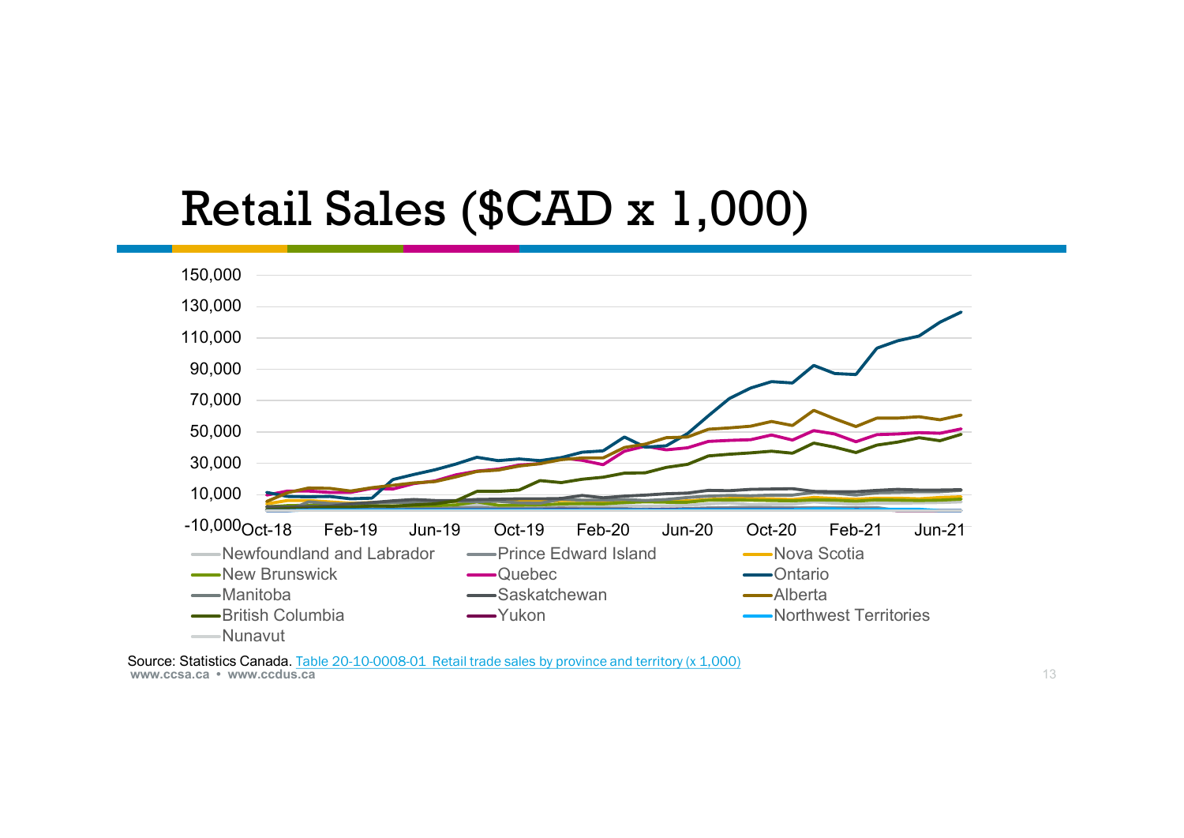# Retail Sales ($CAD x 1,000)

150,000
130,000
110,000
90,000
70,000
50,000
30,000
10,000
-10,000

Oct-18 Feb-19 Jun-19 Oct-19 Feb-20 Jun-20 Oct-20 Feb-21 Jun-21

Newfoundland and Labrador
Prince Edward Island
Nova Scotia
New Brunswick
Quebec
Ontario
Manitoba
Saskatchewan
Alberta
British Columbia
Yukon
Northwest Territories
Nunavut

Source: Statistics Canada. [Table 20-10-0008-01 Retail trade sales by province and territory (x 1,000)]

www.ccsa.ca • www.ccdus.ca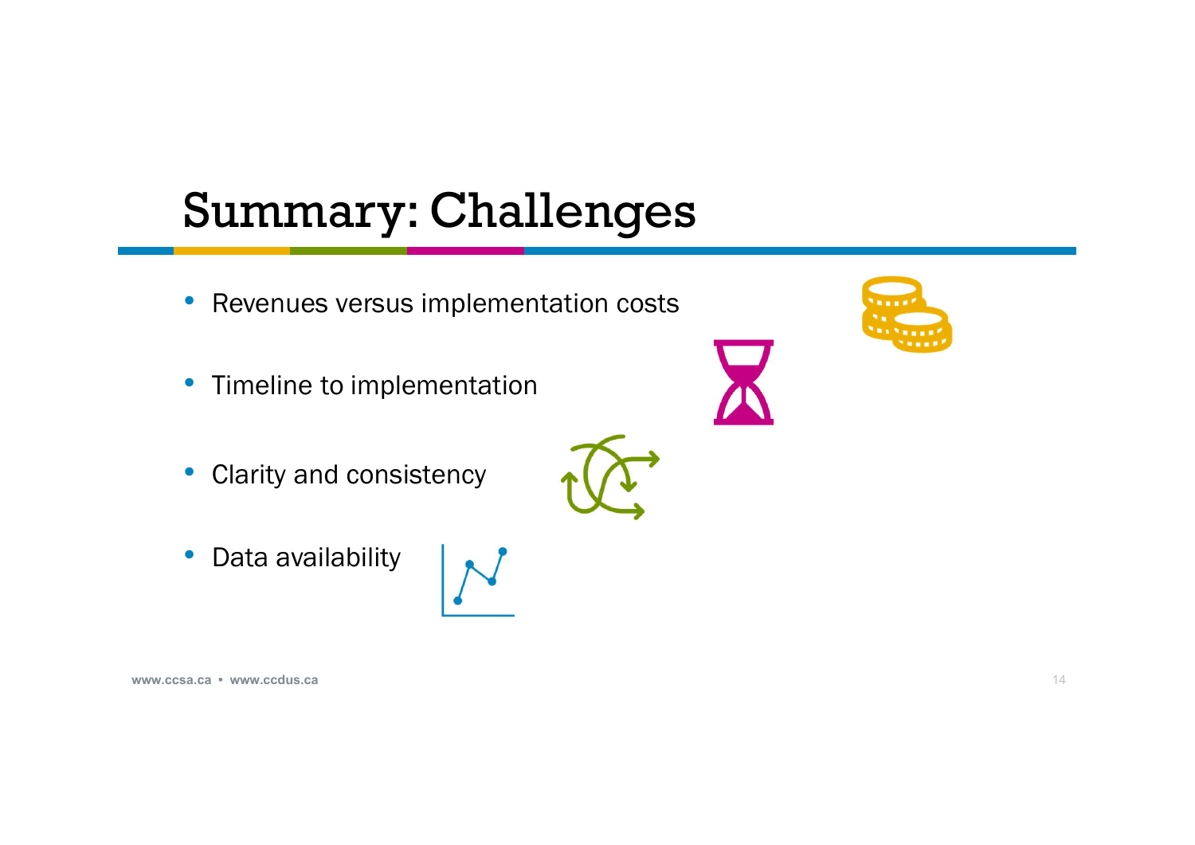# Summary: Challenges

- Revenues versus implementation costs
- Timeline to implementation
- Clarity and consistency
- Data availability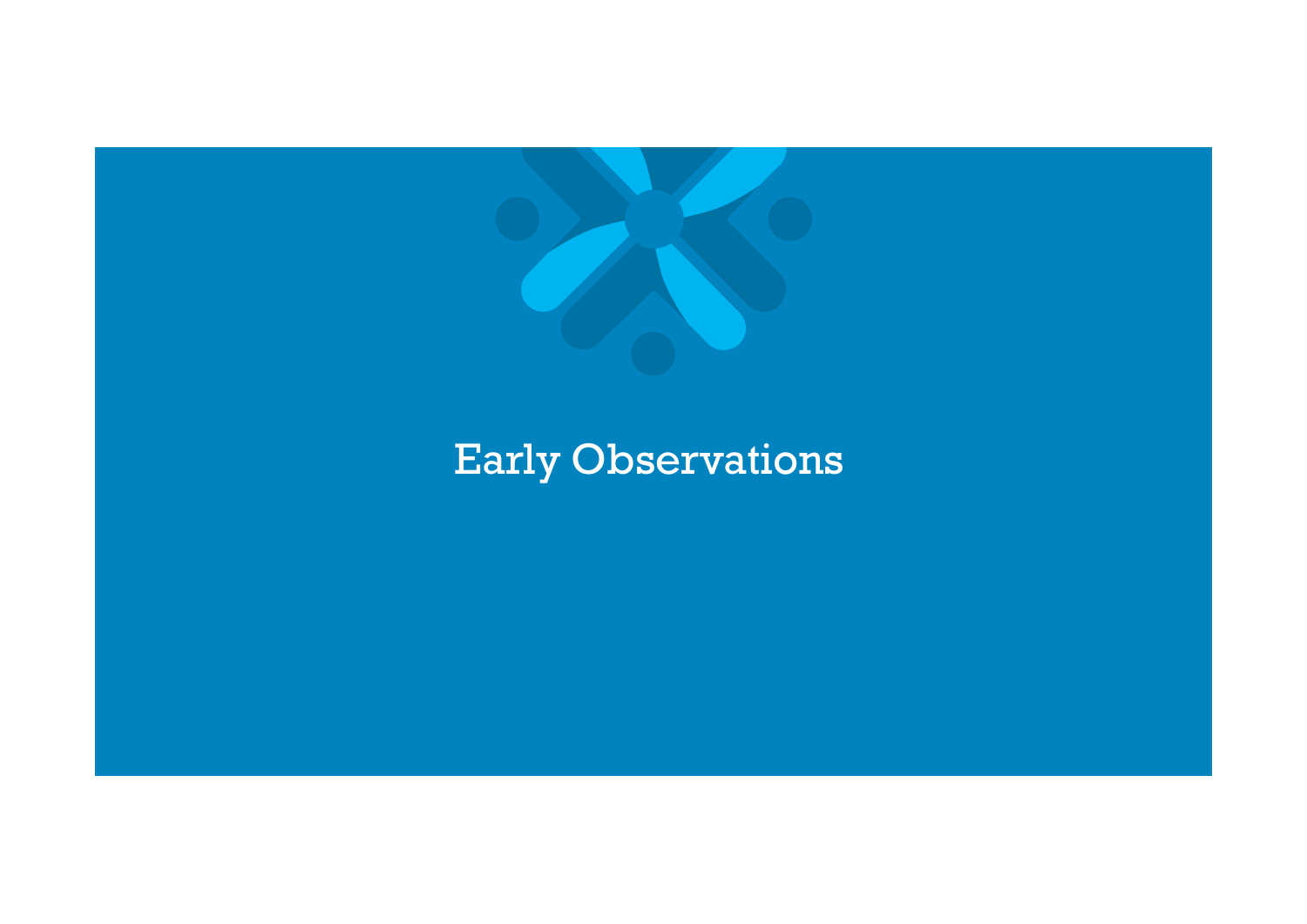# Early Observations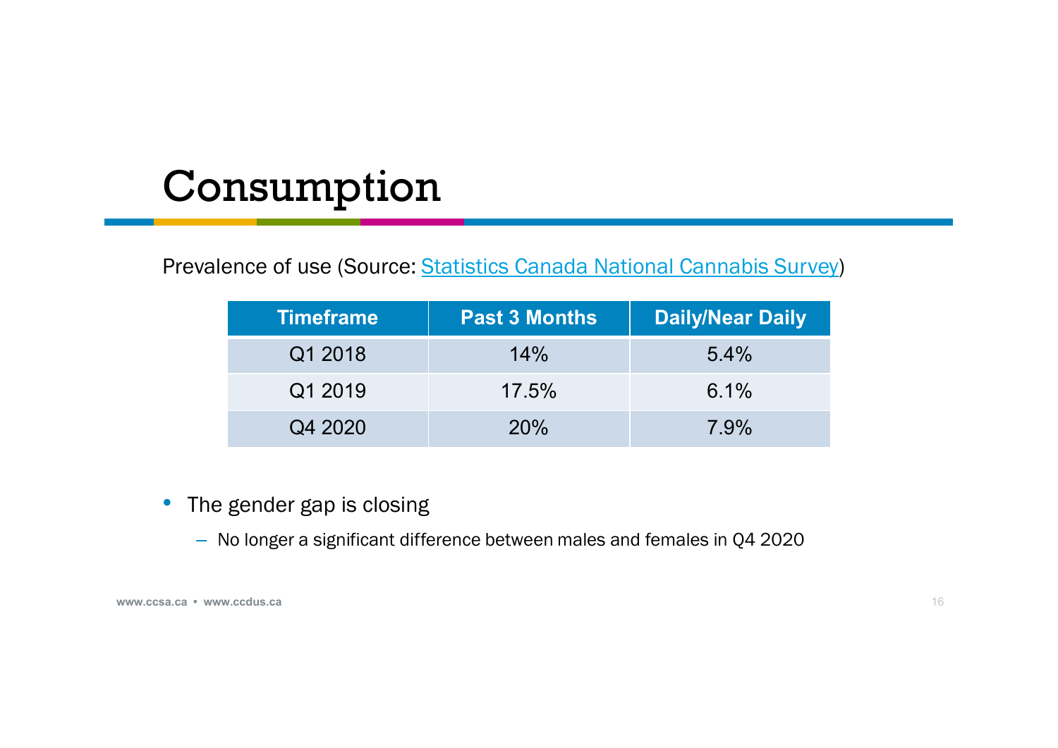# Consumption

Prevalence of use (Source: [Statistics Canada National Cannabis Survey](Statistics Canada National Cannabis Survey))

| Timeframe | Past 3 Months | Daily/Near Daily |
| --- | --- | --- |
| Q1 2018 | 14% | 5.4% |
| Q1 2019 | 17.5% | 6.1% |
| Q4 2020 | 20% | 7.9% |

- The gender gap is closing
  - No longer a significant difference between males and females in Q4 2020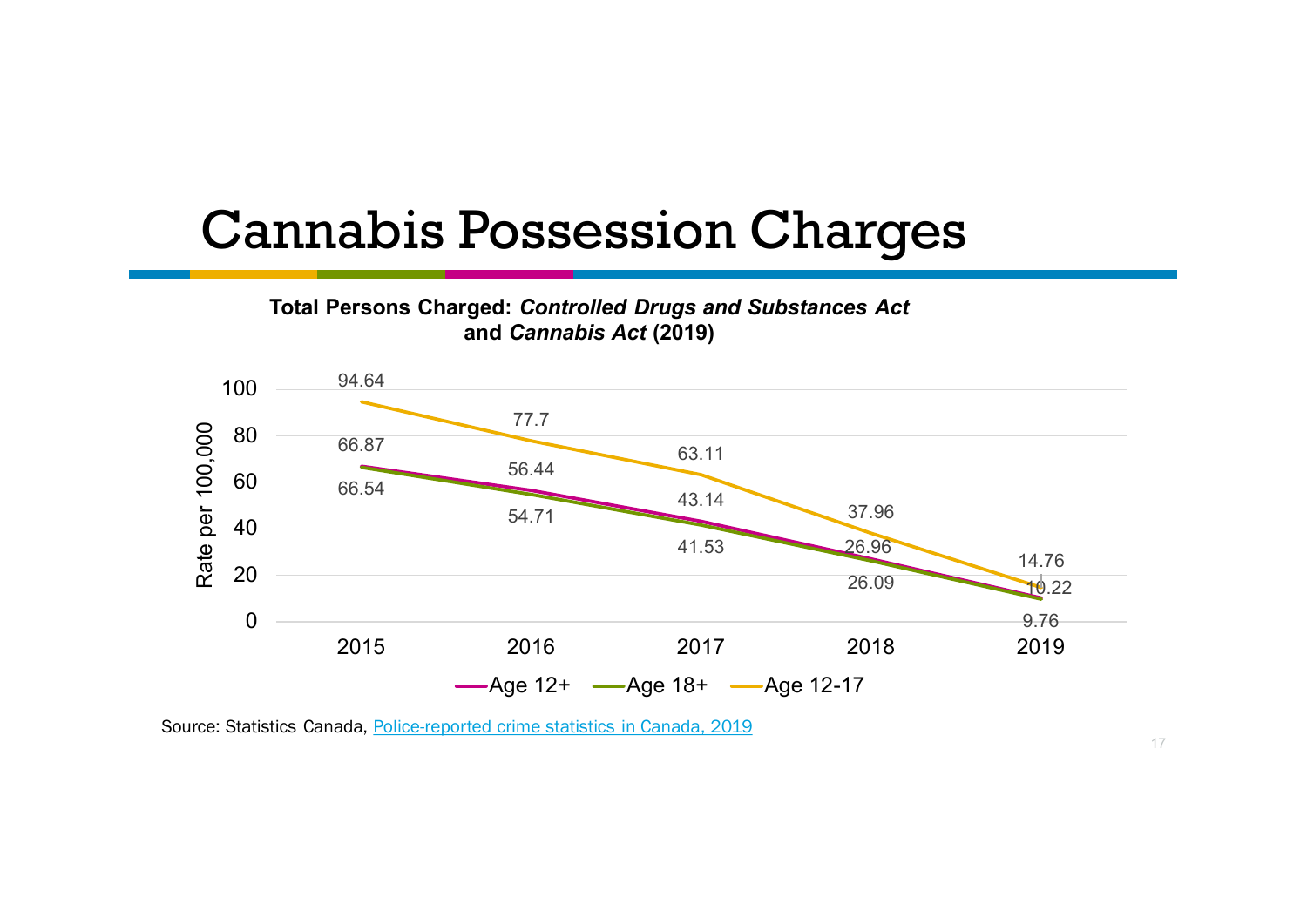# Cannabis Possession Charges

**Total Persons Charged: *Controlled Drugs and Substances Act* and *Cannabis Act* (2019)**

Rate per 100,000

100
80
60
40
20
0

2015
2016
2017
2018
2019

94.64
77.7
63.11
37.96
14.76

66.87
56.44
43.14
26.96
10.22

66.54
54.71
41.53
26.09
9.76

Age 12+
Age 18+
Age 12-17

Source: Statistics Canada, [Police-reported crime statistics in Canada, 2019]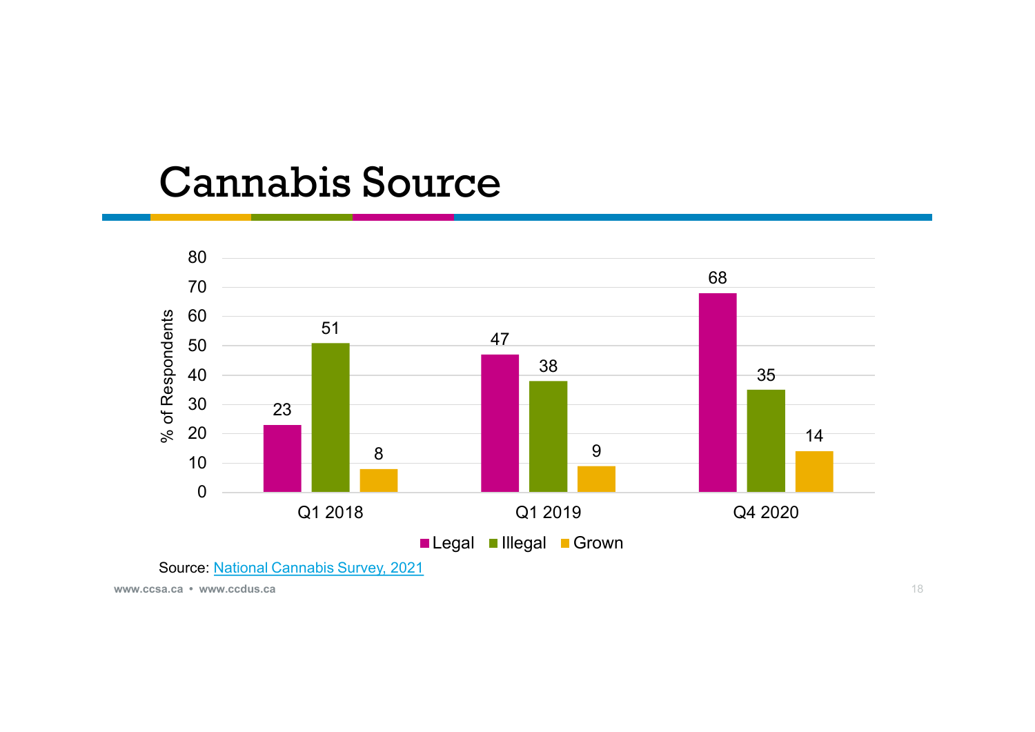# Cannabis Source

80
70
60
50
40
30
20
10
0

% of Respondents

23
51
8
47
38
9
68
35
14

Q1 2018
Q1 2019
Q4 2020

Legal
Illegal
Grown

Source: [National Cannabis Survey, 2021]

www.ccsa.ca • www.ccdus.ca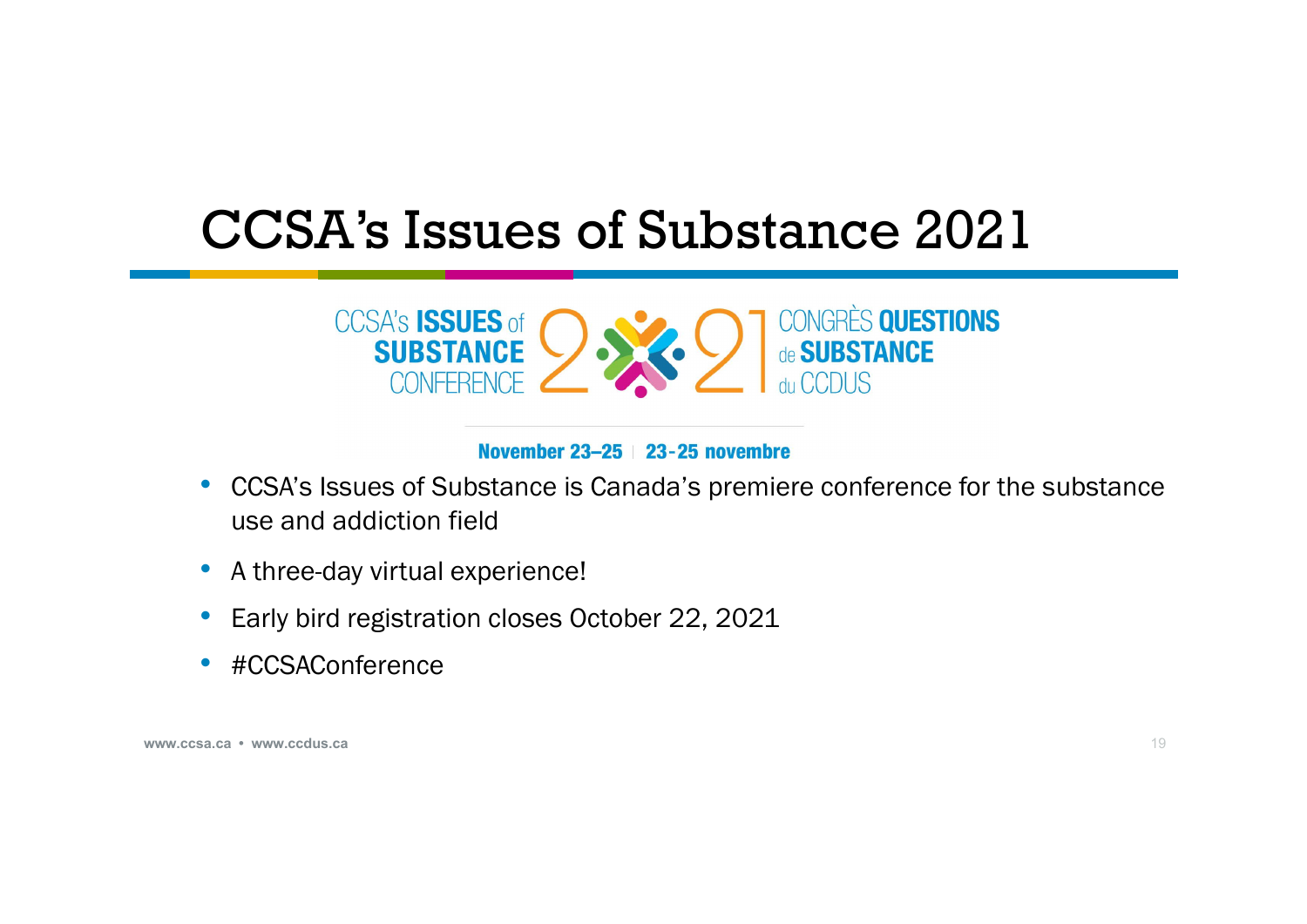# CCSA's Issues of Substance 2021

CCSA's ISSUES of SUBSTANCE CONFERENCE 2021 CONGRÈS QUESTIONS de SUBSTANCE du CCDUS

November 23–25 | 23-25 novembre

- CCSA's Issues of Substance is Canada's premiere conference for the substance use and addiction field
- A three-day virtual experience!
- Early bird registration closes October 22, 2021
- #CCSAConference

www.ccsa.ca • www.ccdus.ca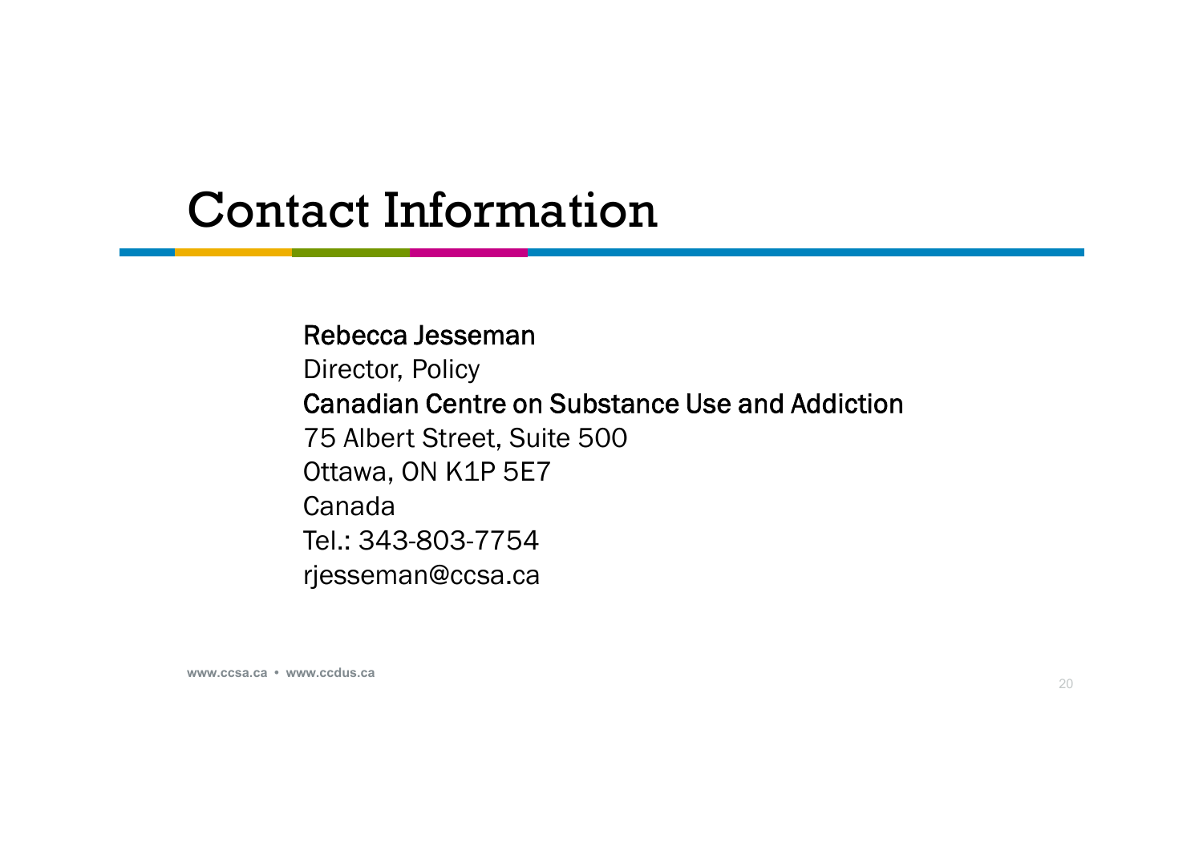# Contact Information

Rebecca Jesseman
Director, Policy
Canadian Centre on Substance Use and Addiction
75 Albert Street, Suite 500
Ottawa, ON K1P 5E7
Canada
Tel.: 343-803-7754
rjesseman@ccsa.ca

www.ccsa.ca • www.ccdus.ca